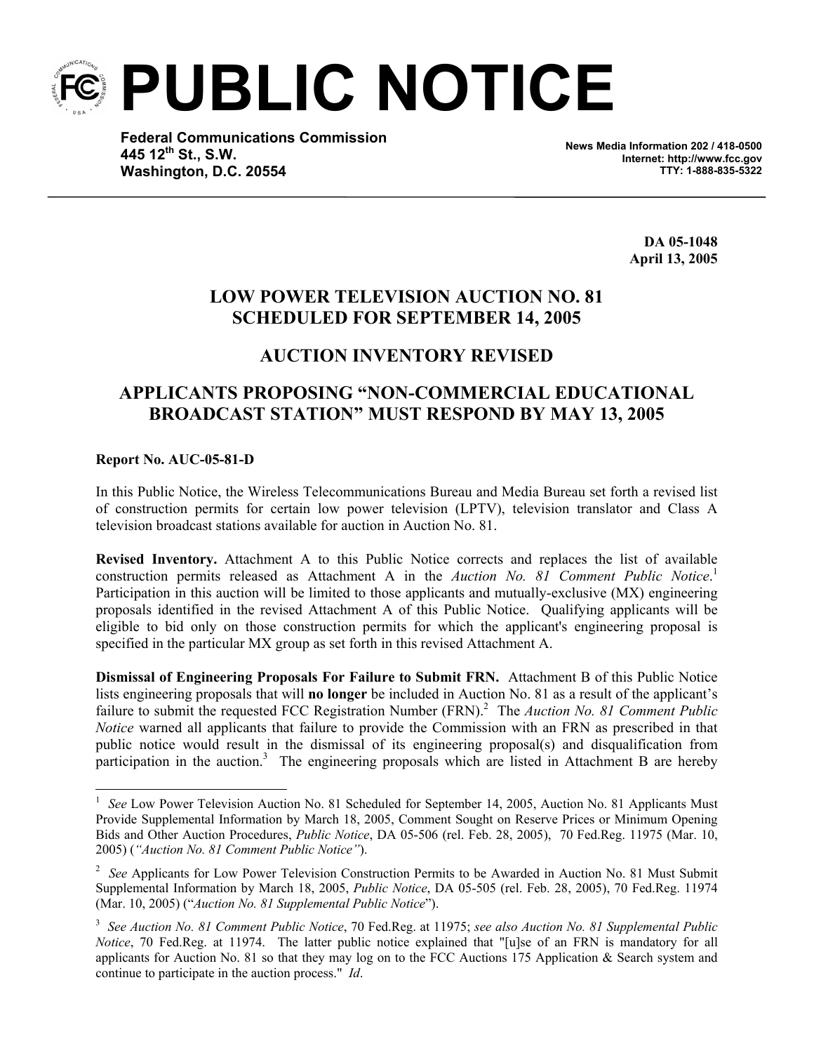# PUBLIC NOTICE

**Federal Communications Commission**
**445 12th St., S.W.**
**Washington, D.C. 20554**

**News Media Information 202 / 418-0500**
**Internet: http://www.fcc.gov**
**TTY: 1-888-835-5322**

**DA 05-1048**
**April 13, 2005**

## LOW POWER TELEVISION AUCTION NO. 81 SCHEDULED FOR SEPTEMBER 14, 2005

## AUCTION INVENTORY REVISED

## APPLICANTS PROPOSING "NON-COMMERCIAL EDUCATIONAL BROADCAST STATION" MUST RESPOND BY MAY 13, 2005

**Report No. AUC-05-81-D**

In this Public Notice, the Wireless Telecommunications Bureau and Media Bureau set forth a revised list of construction permits for certain low power television (LPTV), television translator and Class A television broadcast stations available for auction in Auction No. 81.

**Revised Inventory.** Attachment A to this Public Notice corrects and replaces the list of available construction permits released as Attachment A in the *Auction No. 81 Comment Public Notice*.[1] Participation in this auction will be limited to those applicants and mutually-exclusive (MX) engineering proposals identified in the revised Attachment A of this Public Notice. Qualifying applicants will be eligible to bid only on those construction permits for which the applicant's engineering proposal is specified in the particular MX group as set forth in this revised Attachment A.

**Dismissal of Engineering Proposals For Failure to Submit FRN.** Attachment B of this Public Notice lists engineering proposals that will **no longer** be included in Auction No. 81 as a result of the applicant's failure to submit the requested FCC Registration Number (FRN).[2] The *Auction No. 81 Comment Public Notice* warned all applicants that failure to provide the Commission with an FRN as prescribed in that public notice would result in the dismissal of its engineering proposal(s) and disqualification from participation in the auction.[3] The engineering proposals which are listed in Attachment B are hereby

---

[1] *See* Low Power Television Auction No. 81 Scheduled for September 14, 2005, Auction No. 81 Applicants Must Provide Supplemental Information by March 18, 2005, Comment Sought on Reserve Prices or Minimum Opening Bids and Other Auction Procedures, *Public Notice*, DA 05-506 (rel. Feb. 28, 2005), 70 Fed.Reg. 11975 (Mar. 10, 2005) (*"Auction No. 81 Comment Public Notice"*).

[2] *See* Applicants for Low Power Television Construction Permits to be Awarded in Auction No. 81 Must Submit Supplemental Information by March 18, 2005, *Public Notice*, DA 05-505 (rel. Feb. 28, 2005), 70 Fed.Reg. 11974 (Mar. 10, 2005) ("*Auction No. 81 Supplemental Public Notice*").

[3] *See Auction No. 81 Comment Public Notice*, 70 Fed.Reg. at 11975; *see also Auction No. 81 Supplemental Public Notice*, 70 Fed.Reg. at 11974. The latter public notice explained that "[u]se of an FRN is mandatory for all applicants for Auction No. 81 so that they may log on to the FCC Auctions 175 Application & Search system and continue to participate in the auction process." *Id*.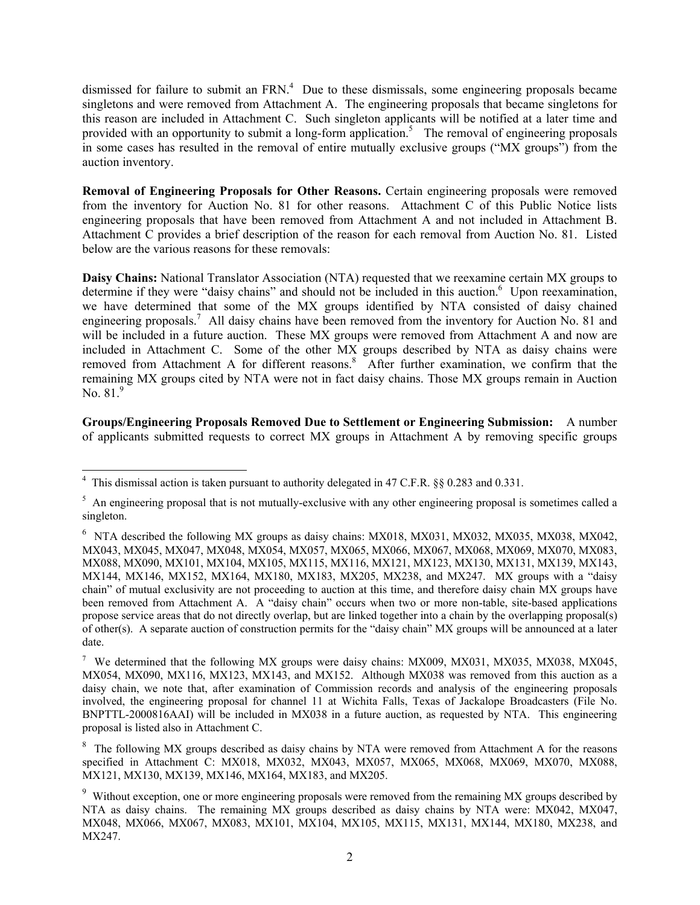dismissed for failure to submit an FRN.[4] Due to these dismissals, some engineering proposals became singletons and were removed from Attachment A. The engineering proposals that became singletons for this reason are included in Attachment C. Such singleton applicants will be notified at a later time and provided with an opportunity to submit a long-form application.[5] The removal of engineering proposals in some cases has resulted in the removal of entire mutually exclusive groups ("MX groups") from the auction inventory.

**Removal of Engineering Proposals for Other Reasons.** Certain engineering proposals were removed from the inventory for Auction No. 81 for other reasons. Attachment C of this Public Notice lists engineering proposals that have been removed from Attachment A and not included in Attachment B. Attachment C provides a brief description of the reason for each removal from Auction No. 81. Listed below are the various reasons for these removals:

**Daisy Chains:** National Translator Association (NTA) requested that we reexamine certain MX groups to determine if they were "daisy chains" and should not be included in this auction.[6] Upon reexamination, we have determined that some of the MX groups identified by NTA consisted of daisy chained engineering proposals.[7] All daisy chains have been removed from the inventory for Auction No. 81 and will be included in a future auction. These MX groups were removed from Attachment A and now are included in Attachment C. Some of the other MX groups described by NTA as daisy chains were removed from Attachment A for different reasons.[8] After further examination, we confirm that the remaining MX groups cited by NTA were not in fact daisy chains. Those MX groups remain in Auction No. 81.[9]

**Groups/Engineering Proposals Removed Due to Settlement or Engineering Submission:** A number of applicants submitted requests to correct MX groups in Attachment A by removing specific groups

---

[4] This dismissal action is taken pursuant to authority delegated in 47 C.F.R. §§ 0.283 and 0.331.

[5] An engineering proposal that is not mutually-exclusive with any other engineering proposal is sometimes called a singleton.

[6] NTA described the following MX groups as daisy chains: MX018, MX031, MX032, MX035, MX038, MX042, MX043, MX045, MX047, MX048, MX054, MX057, MX065, MX066, MX067, MX068, MX069, MX070, MX083, MX088, MX090, MX101, MX104, MX105, MX115, MX116, MX121, MX123, MX130, MX131, MX139, MX143, MX144, MX146, MX152, MX164, MX180, MX183, MX205, MX238, and MX247. MX groups with a "daisy chain" of mutual exclusivity are not proceeding to auction at this time, and therefore daisy chain MX groups have been removed from Attachment A. A "daisy chain" occurs when two or more non-table, site-based applications propose service areas that do not directly overlap, but are linked together into a chain by the overlapping proposal(s) of other(s). A separate auction of construction permits for the "daisy chain" MX groups will be announced at a later date.

[7] We determined that the following MX groups were daisy chains: MX009, MX031, MX035, MX038, MX045, MX054, MX090, MX116, MX123, MX143, and MX152. Although MX038 was removed from this auction as a daisy chain, we note that, after examination of Commission records and analysis of the engineering proposals involved, the engineering proposal for channel 11 at Wichita Falls, Texas of Jackalope Broadcasters (File No. BNPTTL-2000816AAI) will be included in MX038 in a future auction, as requested by NTA. This engineering proposal is listed also in Attachment C.

[8] The following MX groups described as daisy chains by NTA were removed from Attachment A for the reasons specified in Attachment C: MX018, MX032, MX043, MX057, MX065, MX068, MX069, MX070, MX088, MX121, MX130, MX139, MX146, MX164, MX183, and MX205.

[9] Without exception, one or more engineering proposals were removed from the remaining MX groups described by NTA as daisy chains. The remaining MX groups described as daisy chains by NTA were: MX042, MX047, MX048, MX066, MX067, MX083, MX101, MX104, MX105, MX115, MX131, MX144, MX180, MX238, and MX247.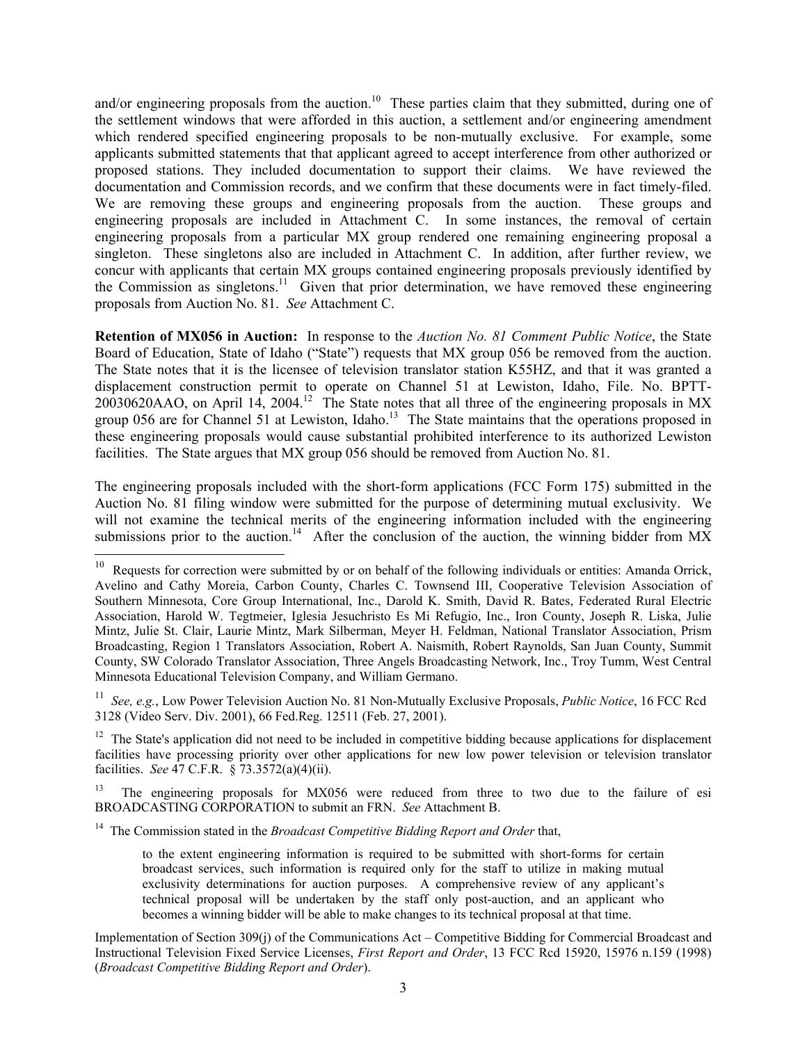and/or engineering proposals from the auction.[10] These parties claim that they submitted, during one of the settlement windows that were afforded in this auction, a settlement and/or engineering amendment which rendered specified engineering proposals to be non-mutually exclusive. For example, some applicants submitted statements that that applicant agreed to accept interference from other authorized or proposed stations. They included documentation to support their claims. We have reviewed the documentation and Commission records, and we confirm that these documents were in fact timely-filed. We are removing these groups and engineering proposals from the auction. These groups and engineering proposals are included in Attachment C. In some instances, the removal of certain engineering proposals from a particular MX group rendered one remaining engineering proposal a singleton. These singletons also are included in Attachment C. In addition, after further review, we concur with applicants that certain MX groups contained engineering proposals previously identified by the Commission as singletons.[11] Given that prior determination, we have removed these engineering proposals from Auction No. 81. *See* Attachment C.

**Retention of MX056 in Auction:** In response to the *Auction No. 81 Comment Public Notice*, the State Board of Education, State of Idaho ("State") requests that MX group 056 be removed from the auction. The State notes that it is the licensee of television translator station K55HZ, and that it was granted a displacement construction permit to operate on Channel 51 at Lewiston, Idaho, File. No. BPTT-20030620AAO, on April 14, 2004.[12] The State notes that all three of the engineering proposals in MX group 056 are for Channel 51 at Lewiston, Idaho.[13] The State maintains that the operations proposed in these engineering proposals would cause substantial prohibited interference to its authorized Lewiston facilities. The State argues that MX group 056 should be removed from Auction No. 81.

The engineering proposals included with the short-form applications (FCC Form 175) submitted in the Auction No. 81 filing window were submitted for the purpose of determining mutual exclusivity. We will not examine the technical merits of the engineering information included with the engineering submissions prior to the auction.[14] After the conclusion of the auction, the winning bidder from MX

---

[10] Requests for correction were submitted by or on behalf of the following individuals or entities: Amanda Orrick, Avelino and Cathy Moreia, Carbon County, Charles C. Townsend III, Cooperative Television Association of Southern Minnesota, Core Group International, Inc., Darold K. Smith, David R. Bates, Federated Rural Electric Association, Harold W. Tegtmeier, Iglesia Jesuchristo Es Mi Refugio, Inc., Iron County, Joseph R. Liska, Julie Mintz, Julie St. Clair, Laurie Mintz, Mark Silberman, Meyer H. Feldman, National Translator Association, Prism Broadcasting, Region 1 Translators Association, Robert A. Naismith, Robert Raynolds, San Juan County, Summit County, SW Colorado Translator Association, Three Angels Broadcasting Network, Inc., Troy Tumm, West Central Minnesota Educational Television Company, and William Germano.

[11] *See, e.g.*, Low Power Television Auction No. 81 Non-Mutually Exclusive Proposals, *Public Notice*, 16 FCC Rcd 3128 (Video Serv. Div. 2001), 66 Fed.Reg. 12511 (Feb. 27, 2001).

[12] The State's application did not need to be included in competitive bidding because applications for displacement facilities have processing priority over other applications for new low power television or television translator facilities. *See* 47 C.F.R. § 73.3572(a)(4)(ii).

[13] The engineering proposals for MX056 were reduced from three to two due to the failure of esi BROADCASTING CORPORATION to submit an FRN. *See* Attachment B.

[14] The Commission stated in the *Broadcast Competitive Bidding Report and Order* that,

> to the extent engineering information is required to be submitted with short-forms for certain broadcast services, such information is required only for the staff to utilize in making mutual exclusivity determinations for auction purposes. A comprehensive review of any applicant's technical proposal will be undertaken by the staff only post-auction, and an applicant who becomes a winning bidder will be able to make changes to its technical proposal at that time.

Implementation of Section 309(j) of the Communications Act – Competitive Bidding for Commercial Broadcast and Instructional Television Fixed Service Licenses, *First Report and Order*, 13 FCC Rcd 15920, 15976 n.159 (1998) (*Broadcast Competitive Bidding Report and Order*).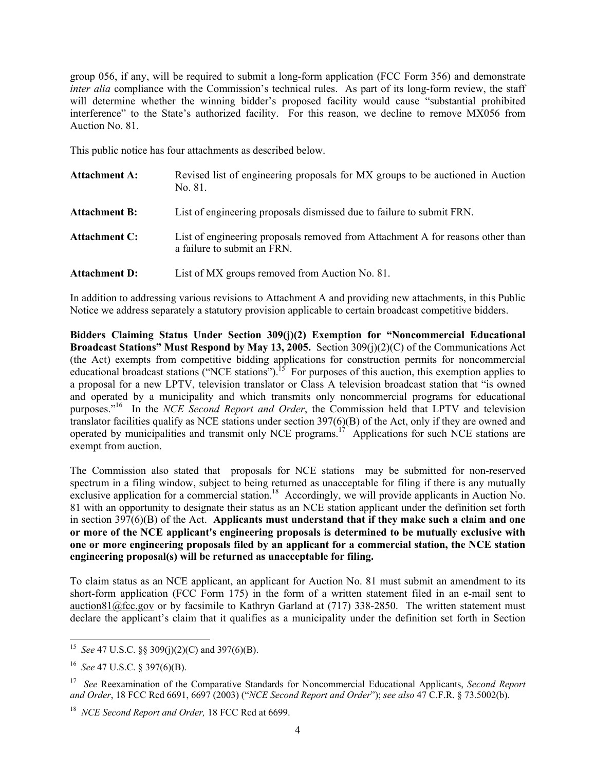group 056, if any, will be required to submit a long-form application (FCC Form 356) and demonstrate *inter alia* compliance with the Commission's technical rules. As part of its long-form review, the staff will determine whether the winning bidder's proposed facility would cause "substantial prohibited interference" to the State's authorized facility. For this reason, we decline to remove MX056 from Auction No. 81.

This public notice has four attachments as described below.

| | |
|---|---|
| **Attachment A:** | Revised list of engineering proposals for MX groups to be auctioned in Auction No. 81. |
| **Attachment B:** | List of engineering proposals dismissed due to failure to submit FRN. |
| **Attachment C:** | List of engineering proposals removed from Attachment A for reasons other than a failure to submit an FRN. |
| **Attachment D:** | List of MX groups removed from Auction No. 81. |

In addition to addressing various revisions to Attachment A and providing new attachments, in this Public Notice we address separately a statutory provision applicable to certain broadcast competitive bidders.

**Bidders Claiming Status Under Section 309(j)(2) Exemption for "Noncommercial Educational Broadcast Stations" Must Respond by May 13, 2005.** Section 309(j)(2)(C) of the Communications Act (the Act) exempts from competitive bidding applications for construction permits for noncommercial educational broadcast stations ("NCE stations").[15] For purposes of this auction, this exemption applies to a proposal for a new LPTV, television translator or Class A television broadcast station that "is owned and operated by a municipality and which transmits only noncommercial programs for educational purposes."[16] In the *NCE Second Report and Order*, the Commission held that LPTV and television translator facilities qualify as NCE stations under section 397(6)(B) of the Act, only if they are owned and operated by municipalities and transmit only NCE programs.[17] Applications for such NCE stations are exempt from auction.

The Commission also stated that proposals for NCE stations may be submitted for non-reserved spectrum in a filing window, subject to being returned as unacceptable for filing if there is any mutually exclusive application for a commercial station.[18] Accordingly, we will provide applicants in Auction No. 81 with an opportunity to designate their status as an NCE station applicant under the definition set forth in section 397(6)(B) of the Act. **Applicants must understand that if they make such a claim and one or more of the NCE applicant's engineering proposals is determined to be mutually exclusive with one or more engineering proposals filed by an applicant for a commercial station, the NCE station engineering proposal(s) will be returned as unacceptable for filing.**

To claim status as an NCE applicant, an applicant for Auction No. 81 must submit an amendment to its short-form application (FCC Form 175) in the form of a written statement filed in an e-mail sent to auction81@fcc.gov or by facsimile to Kathryn Garland at (717) 338-2850. The written statement must declare the applicant's claim that it qualifies as a municipality under the definition set forth in Section

---

[15] *See* 47 U.S.C. §§ 309(j)(2)(C) and 397(6)(B).

[16] *See* 47 U.S.C. § 397(6)(B).

[17] *See* Reexamination of the Comparative Standards for Noncommercial Educational Applicants, *Second Report and Order*, 18 FCC Rcd 6691, 6697 (2003) ("*NCE Second Report and Order*"); *see also* 47 C.F.R. § 73.5002(b).

[18] *NCE Second Report and Order,* 18 FCC Rcd at 6699.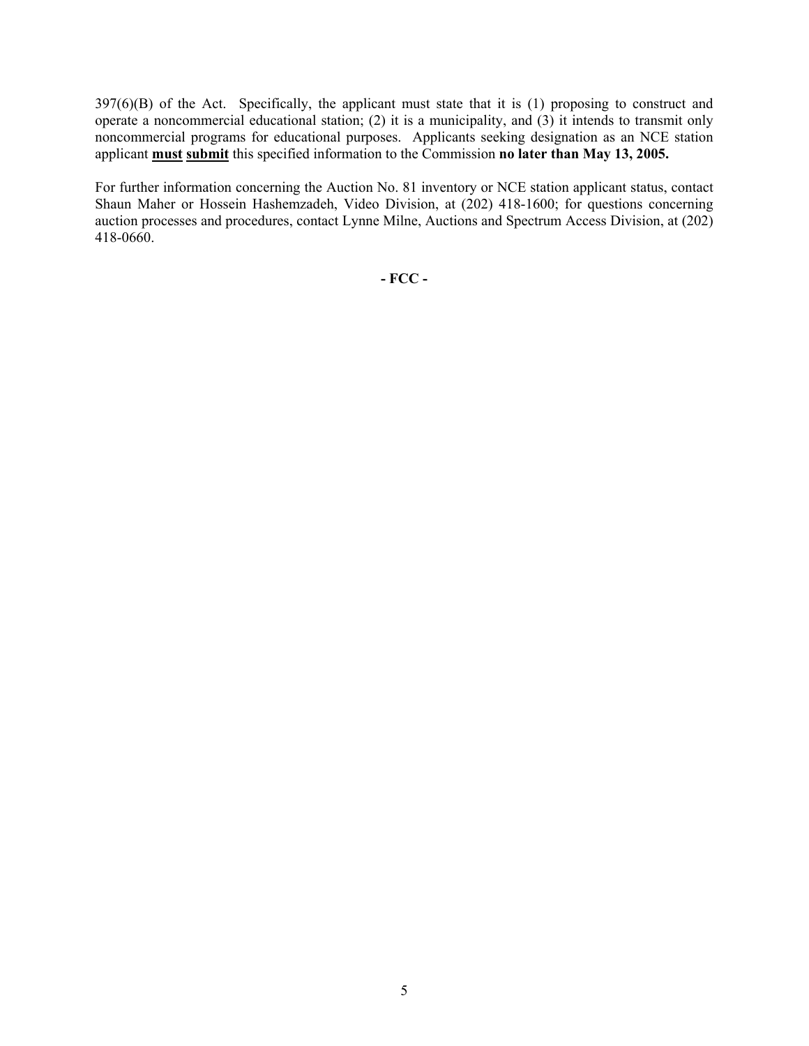397(6)(B) of the Act. Specifically, the applicant must state that it is (1) proposing to construct and operate a noncommercial educational station; (2) it is a municipality, and (3) it intends to transmit only noncommercial programs for educational purposes. Applicants seeking designation as an NCE station applicant **must submit** this specified information to the Commission **no later than May 13, 2005.**

For further information concerning the Auction No. 81 inventory or NCE station applicant status, contact Shaun Maher or Hossein Hashemzadeh, Video Division, at (202) 418-1600; for questions concerning auction processes and procedures, contact Lynne Milne, Auctions and Spectrum Access Division, at (202) 418-0660.

**- FCC -**